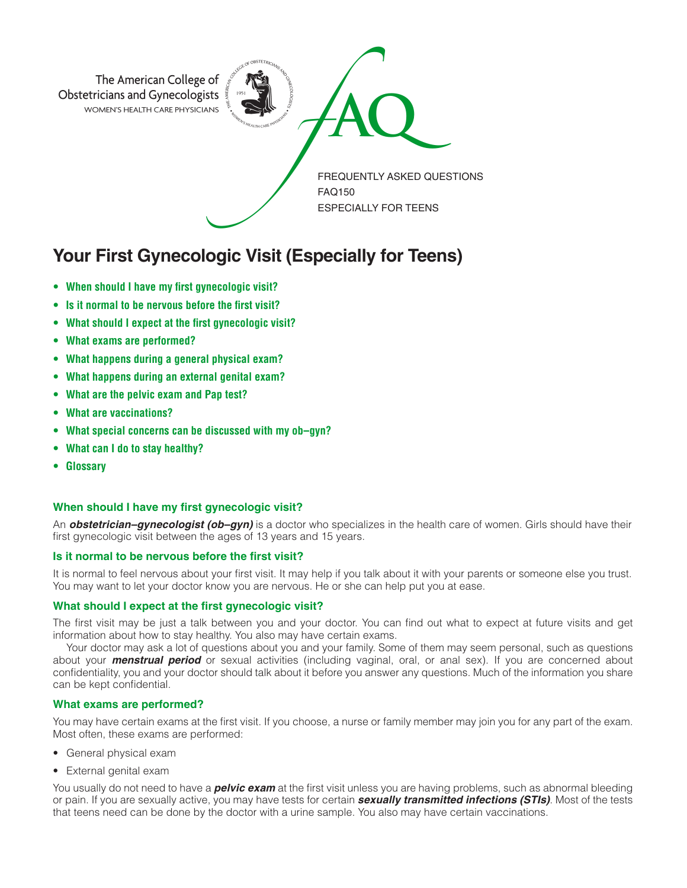The American College of Obstetricians and Gynecologists
WOMEN'S HEALTH CARE PHYSICIANS

FAQ

FREQUENTLY ASKED QUESTIONS
FAQ150
ESPECIALLY FOR TEENS

# Your First Gynecologic Visit (Especially for Teens)

- **When should I have my first gynecologic visit?**
- **Is it normal to be nervous before the first visit?**
- **What should I expect at the first gynecologic visit?**
- **What exams are performed?**
- **What happens during a general physical exam?**
- **What happens during an external genital exam?**
- **What are the pelvic exam and Pap test?**
- **What are vaccinations?**
- **What special concerns can be discussed with my ob–gyn?**
- **What can I do to stay healthy?**
- **Glossary**

### When should I have my first gynecologic visit?

An ***obstetrician–gynecologist (ob–gyn)*** is a doctor who specializes in the health care of women. Girls should have their first gynecologic visit between the ages of 13 years and 15 years.

### Is it normal to be nervous before the first visit?

It is normal to feel nervous about your first visit. It may help if you talk about it with your parents or someone else you trust. You may want to let your doctor know you are nervous. He or she can help put you at ease.

### What should I expect at the first gynecologic visit?

The first visit may be just a talk between you and your doctor. You can find out what to expect at future visits and get information about how to stay healthy. You also may have certain exams.

Your doctor may ask a lot of questions about you and your family. Some of them may seem personal, such as questions about your ***menstrual period*** or sexual activities (including vaginal, oral, or anal sex). If you are concerned about confidentiality, you and your doctor should talk about it before you answer any questions. Much of the information you share can be kept confidential.

### What exams are performed?

You may have certain exams at the first visit. If you choose, a nurse or family member may join you for any part of the exam. Most often, these exams are performed:

- General physical exam
- External genital exam

You usually do not need to have a ***pelvic exam*** at the first visit unless you are having problems, such as abnormal bleeding or pain. If you are sexually active, you may have tests for certain ***sexually transmitted infections (STIs)***. Most of the tests that teens need can be done by the doctor with a urine sample. You also may have certain vaccinations.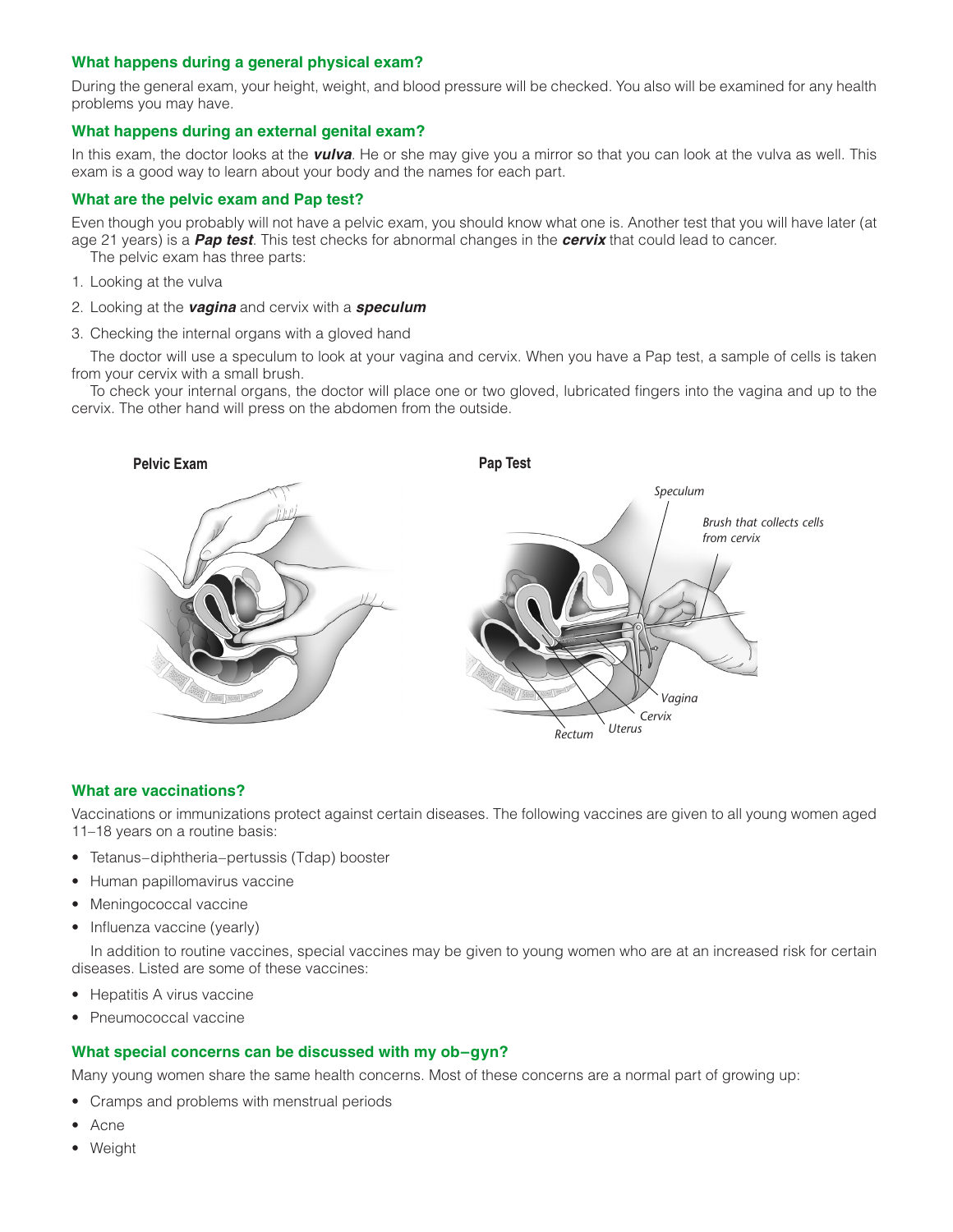### What happens during a general physical exam?

During the general exam, your height, weight, and blood pressure will be checked. You also will be examined for any health problems you may have.

### What happens during an external genital exam?

In this exam, the doctor looks at the ***vulva***. He or she may give you a mirror so that you can look at the vulva as well. This exam is a good way to learn about your body and the names for each part.

### What are the pelvic exam and Pap test?

Even though you probably will not have a pelvic exam, you should know what one is. Another test that you will have later (at age 21 years) is a ***Pap test***. This test checks for abnormal changes in the ***cervix*** that could lead to cancer.

The pelvic exam has three parts:

1. Looking at the vulva
2. Looking at the ***vagina*** and cervix with a ***speculum***
3. Checking the internal organs with a gloved hand

The doctor will use a speculum to look at your vagina and cervix. When you have a Pap test, a sample of cells is taken from your cervix with a small brush.

To check your internal organs, the doctor will place one or two gloved, lubricated fingers into the vagina and up to the cervix. The other hand will press on the abdomen from the outside.

**Pelvic Exam**

**Pap Test**

*Speculum*, *Brush that collects cells from cervix*, *Vagina*, *Cervix*, *Uterus*, *Rectum*

### What are vaccinations?

Vaccinations or immunizations protect against certain diseases. The following vaccines are given to all young women aged 11–18 years on a routine basis:

- Tetanus–diphtheria–pertussis (Tdap) booster
- Human papillomavirus vaccine
- Meningococcal vaccine
- Influenza vaccine (yearly)

In addition to routine vaccines, special vaccines may be given to young women who are at an increased risk for certain diseases. Listed are some of these vaccines:

- Hepatitis A virus vaccine
- Pneumococcal vaccine

### What special concerns can be discussed with my ob–gyn?

Many young women share the same health concerns. Most of these concerns are a normal part of growing up:

- Cramps and problems with menstrual periods
- Acne
- Weight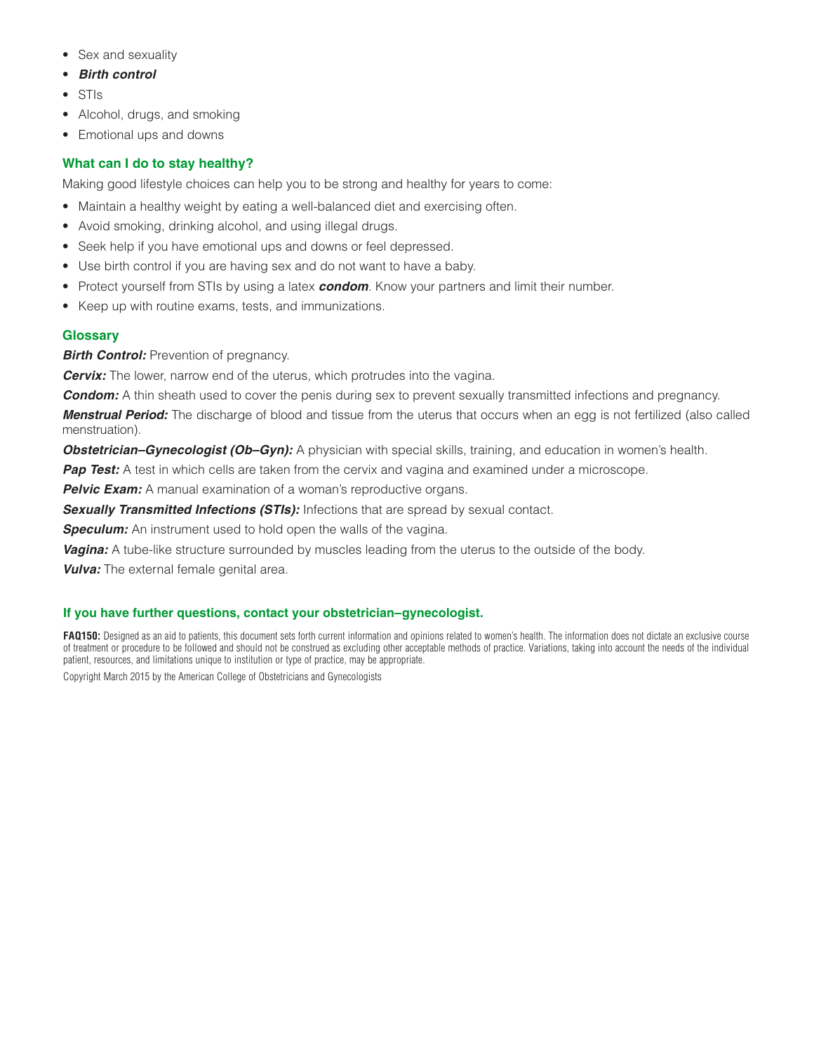- Sex and sexuality
- ***Birth control***
- STIs
- Alcohol, drugs, and smoking
- Emotional ups and downs

## What can I do to stay healthy?

Making good lifestyle choices can help you to be strong and healthy for years to come:

- Maintain a healthy weight by eating a well-balanced diet and exercising often.
- Avoid smoking, drinking alcohol, and using illegal drugs.
- Seek help if you have emotional ups and downs or feel depressed.
- Use birth control if you are having sex and do not want to have a baby.
- Protect yourself from STIs by using a latex ***condom***. Know your partners and limit their number.
- Keep up with routine exams, tests, and immunizations.

## Glossary

***Birth Control:*** Prevention of pregnancy.

***Cervix:*** The lower, narrow end of the uterus, which protrudes into the vagina.

***Condom:*** A thin sheath used to cover the penis during sex to prevent sexually transmitted infections and pregnancy.

***Menstrual Period:*** The discharge of blood and tissue from the uterus that occurs when an egg is not fertilized (also called menstruation).

***Obstetrician–Gynecologist (Ob–Gyn):*** A physician with special skills, training, and education in women's health.

***Pap Test:*** A test in which cells are taken from the cervix and vagina and examined under a microscope.

***Pelvic Exam:*** A manual examination of a woman's reproductive organs.

***Sexually Transmitted Infections (STIs):*** Infections that are spread by sexual contact.

***Speculum:*** An instrument used to hold open the walls of the vagina.

***Vagina:*** A tube-like structure surrounded by muscles leading from the uterus to the outside of the body.

***Vulva:*** The external female genital area.

**If you have further questions, contact your obstetrician–gynecologist.**

**FAQ150:** Designed as an aid to patients, this document sets forth current information and opinions related to women's health. The information does not dictate an exclusive course of treatment or procedure to be followed and should not be construed as excluding other acceptable methods of practice. Variations, taking into account the needs of the individual patient, resources, and limitations unique to institution or type of practice, may be appropriate.

Copyright March 2015 by the American College of Obstetricians and Gynecologists